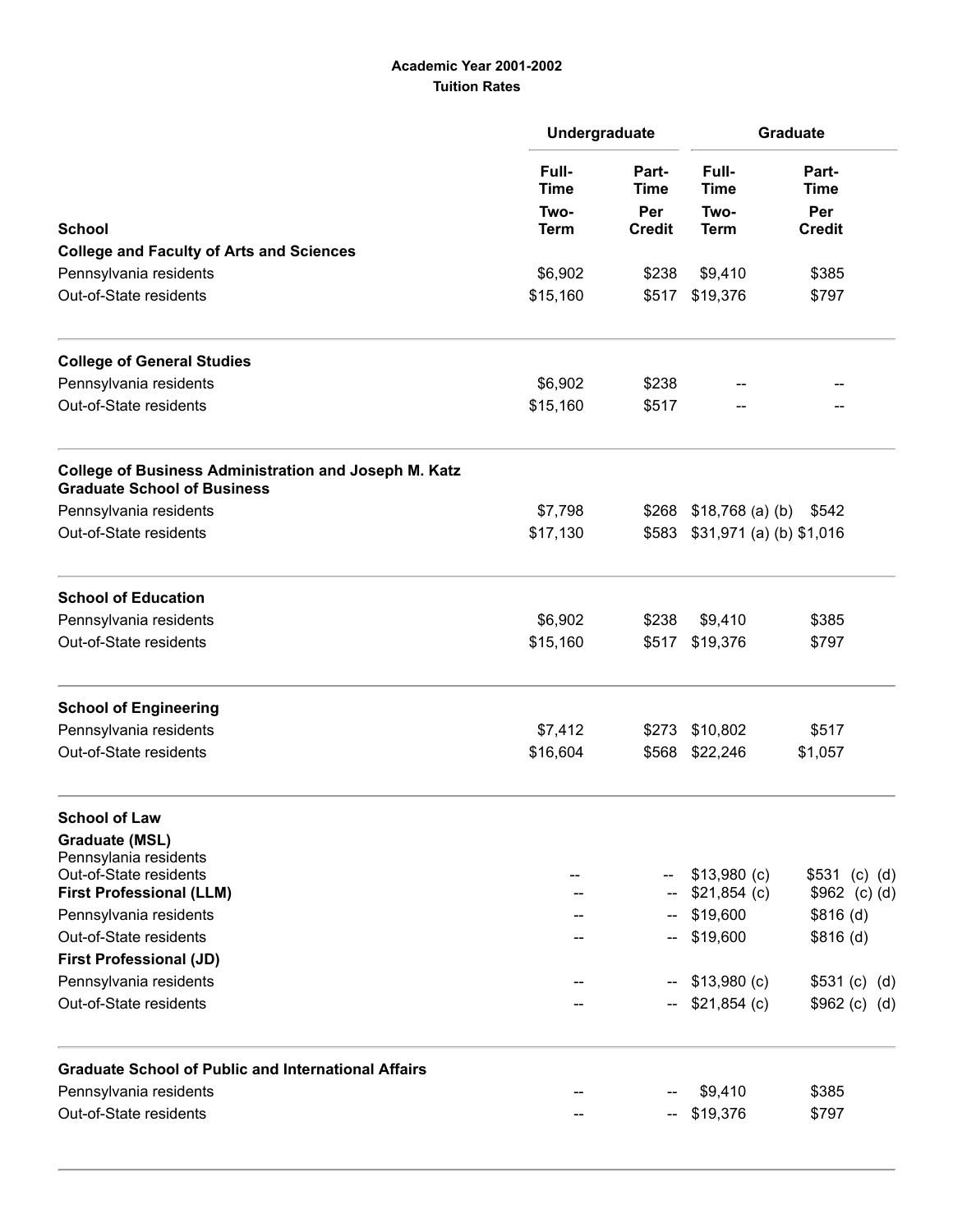**Academic Year 2001-2002**
**Tuition Rates**

| School | Undergraduate | | Graduate | |
|---|---|---|---|---|
| | Full-Time Two-Term | Part-Time Per Credit | Full-Time Two-Term | Part-Time Per Credit |
| **College and Faculty of Arts and Sciences** | | | | |
| Pennsylvania residents | $6,902 | $238 | $9,410 | $385 |
| Out-of-State residents | $15,160 | $517 | $19,376 | $797 |
| **College of General Studies** | | | | |
| Pennsylvania residents | $6,902 | $238 | -- | -- |
| Out-of-State residents | $15,160 | $517 | -- | -- |
| **College of Business Administration and Joseph M. Katz Graduate School of Business** | | | | |
| Pennsylvania residents | $7,798 | $268 | $18,768 (a) (b) | $542 |
| Out-of-State residents | $17,130 | $583 | $31,971 (a) (b) | $1,016 |
| **School of Education** | | | | |
| Pennsylvania residents | $6,902 | $238 | $9,410 | $385 |
| Out-of-State residents | $15,160 | $517 | $19,376 | $797 |
| **School of Engineering** | | | | |
| Pennsylvania residents | $7,412 | $273 | $10,802 | $517 |
| Out-of-State residents | $16,604 | $568 | $22,246 | $1,057 |
| **School of Law** | | | | |
| **Graduate (MSL)** | | | | |
| Pennsylania residents | | | | |
| Out-of-State residents | -- | -- | $13,980 (c) | $531 (c) (d) |
| **First Professional (LLM)** | -- | -- | $21,854 (c) | $962 (c) (d) |
| Pennsylvania residents | -- | -- | $19,600 | $816 (d) |
| Out-of-State residents | -- | -- | $19,600 | $816 (d) |
| **First Professional (JD)** | | | | |
| Pennsylvania residents | -- | -- | $13,980 (c) | $531 (c) (d) |
| Out-of-State residents | -- | -- | $21,854 (c) | $962 (c) (d) |
| **Graduate School of Public and International Affairs** | | | | |
| Pennsylvania residents | -- | -- | $9,410 | $385 |
| Out-of-State residents | -- | -- | $19,376 | $797 |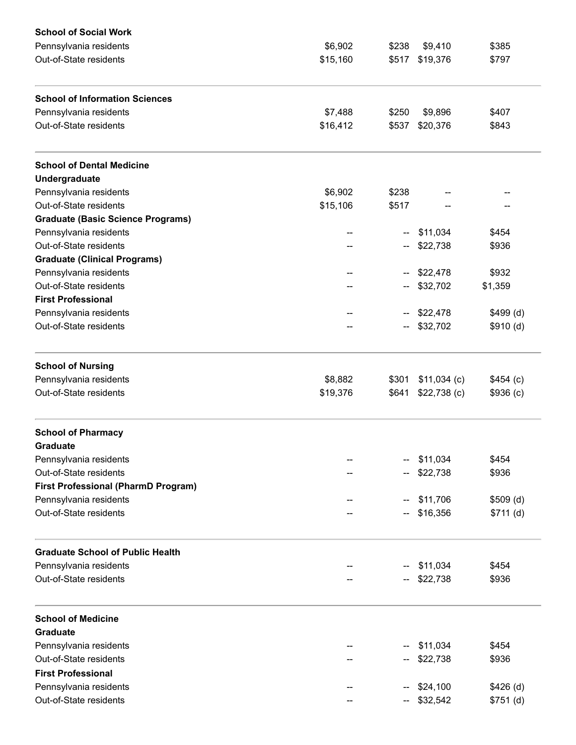| | | | | |
|---|---|---|---|---|
| **School of Social Work** | | | | |
| Pennsylvania residents | $6,902 | $238 | $9,410 | $385 |
| Out-of-State residents | $15,160 | $517 | $19,376 | $797 |
| **School of Information Sciences** | | | | |
| Pennsylvania residents | $7,488 | $250 | $9,896 | $407 |
| Out-of-State residents | $16,412 | $537 | $20,376 | $843 |
| **School of Dental Medicine** | | | | |
| **Undergraduate** | | | | |
| Pennsylvania residents | $6,902 | $238 | -- | -- |
| Out-of-State residents | $15,106 | $517 | -- | -- |
| **Graduate (Basic Science Programs)** | | | | |
| Pennsylvania residents | -- | -- | $11,034 | $454 |
| Out-of-State residents | -- | -- | $22,738 | $936 |
| **Graduate (Clinical Programs)** | | | | |
| Pennsylvania residents | -- | -- | $22,478 | $932 |
| Out-of-State residents | -- | -- | $32,702 | $1,359 |
| **First Professional** | | | | |
| Pennsylvania residents | -- | -- | $22,478 | $499 (d) |
| Out-of-State residents | -- | -- | $32,702 | $910 (d) |
| **School of Nursing** | | | | |
| Pennsylvania residents | $8,882 | $301 | $11,034 (c) | $454 (c) |
| Out-of-State residents | $19,376 | $641 | $22,738 (c) | $936 (c) |
| **School of Pharmacy** | | | | |
| **Graduate** | | | | |
| Pennsylvania residents | -- | -- | $11,034 | $454 |
| Out-of-State residents | -- | -- | $22,738 | $936 |
| **First Professional (PharmD Program)** | | | | |
| Pennsylvania residents | -- | -- | $11,706 | $509 (d) |
| Out-of-State residents | -- | -- | $16,356 | $711 (d) |
| **Graduate School of Public Health** | | | | |
| Pennsylvania residents | -- | -- | $11,034 | $454 |
| Out-of-State residents | -- | -- | $22,738 | $936 |
| **School of Medicine** | | | | |
| **Graduate** | | | | |
| Pennsylvania residents | -- | -- | $11,034 | $454 |
| Out-of-State residents | -- | -- | $22,738 | $936 |
| **First Professional** | | | | |
| Pennsylvania residents | -- | -- | $24,100 | $426 (d) |
| Out-of-State residents | -- | -- | $32,542 | $751 (d) |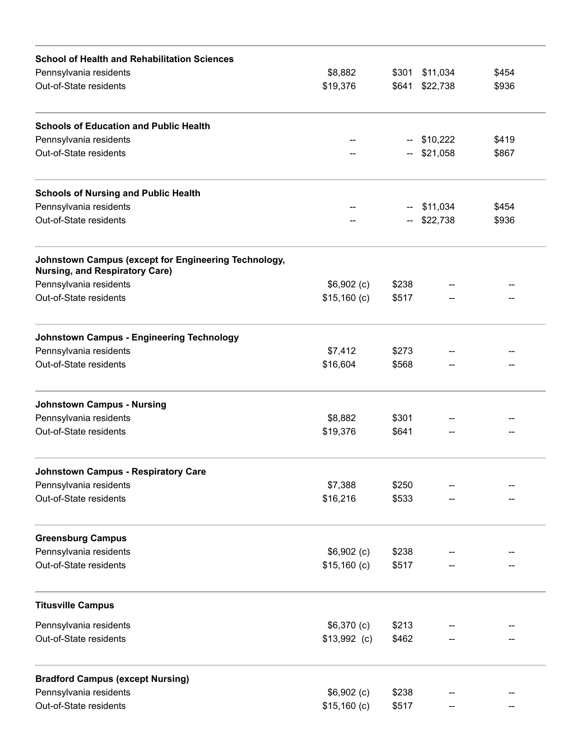| | | | | |
|---|---|---|---|---|
| **School of Health and Rehabilitation Sciences** | | | | |
| Pennsylvania residents | $8,882 | $301 | $11,034 | $454 |
| Out-of-State residents | $19,376 | $641 | $22,738 | $936 |
| **Schools of Education and Public Health** | | | | |
| Pennsylvania residents | -- | -- | $10,222 | $419 |
| Out-of-State residents | -- | -- | $21,058 | $867 |
| **Schools of Nursing and Public Health** | | | | |
| Pennsylvania residents | -- | -- | $11,034 | $454 |
| Out-of-State residents | -- | -- | $22,738 | $936 |
| **Johnstown Campus (except for Engineering Technology, Nursing, and Respiratory Care)** | | | | |
| Pennsylvania residents | $6,902 (c) | $238 | -- | -- |
| Out-of-State residents | $15,160 (c) | $517 | -- | -- |
| **Johnstown Campus - Engineering Technology** | | | | |
| Pennsylvania residents | $7,412 | $273 | -- | -- |
| Out-of-State residents | $16,604 | $568 | -- | -- |
| **Johnstown Campus - Nursing** | | | | |
| Pennsylvania residents | $8,882 | $301 | -- | -- |
| Out-of-State residents | $19,376 | $641 | -- | -- |
| **Johnstown Campus - Respiratory Care** | | | | |
| Pennsylvania residents | $7,388 | $250 | -- | -- |
| Out-of-State residents | $16,216 | $533 | -- | -- |
| **Greensburg Campus** | | | | |
| Pennsylvania residents | $6,902 (c) | $238 | -- | -- |
| Out-of-State residents | $15,160 (c) | $517 | -- | -- |
| **Titusville Campus** | | | | |
| Pennsylvania residents | $6,370 (c) | $213 | -- | -- |
| Out-of-State residents | $13,992 (c) | $462 | -- | -- |
| **Bradford Campus (except Nursing)** | | | | |
| Pennsylvania residents | $6,902 (c) | $238 | -- | -- |
| Out-of-State residents | $15,160 (c) | $517 | -- | -- |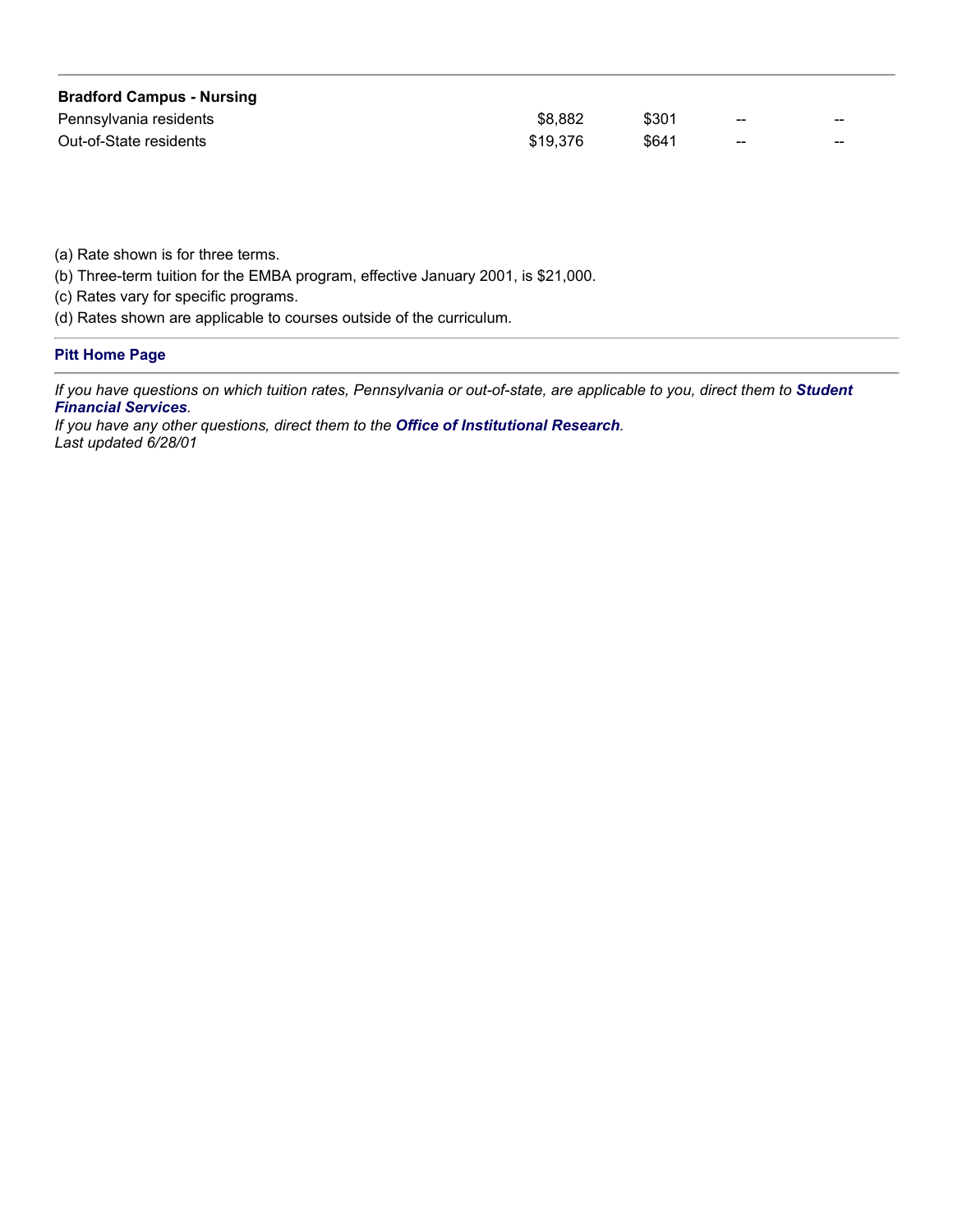| | | | | |
|---|---|---|---|---|
| **Bradford Campus - Nursing** | | | | |
| Pennsylvania residents | $8,882 | $301 | -- | -- |
| Out-of-State residents | $19,376 | $641 | -- | -- |

(a) Rate shown is for three terms.

(b) Three-term tuition for the EMBA program, effective January 2001, is $21,000.

(c) Rates vary for specific programs.

(d) Rates shown are applicable to courses outside of the curriculum.

**Pitt Home Page**

*If you have questions on which tuition rates, Pennsylvania or out-of-state, are applicable to you, direct them to **Student Financial Services**.*

*If you have any other questions, direct them to the **Office of Institutional Research**.*

*Last updated 6/28/01*